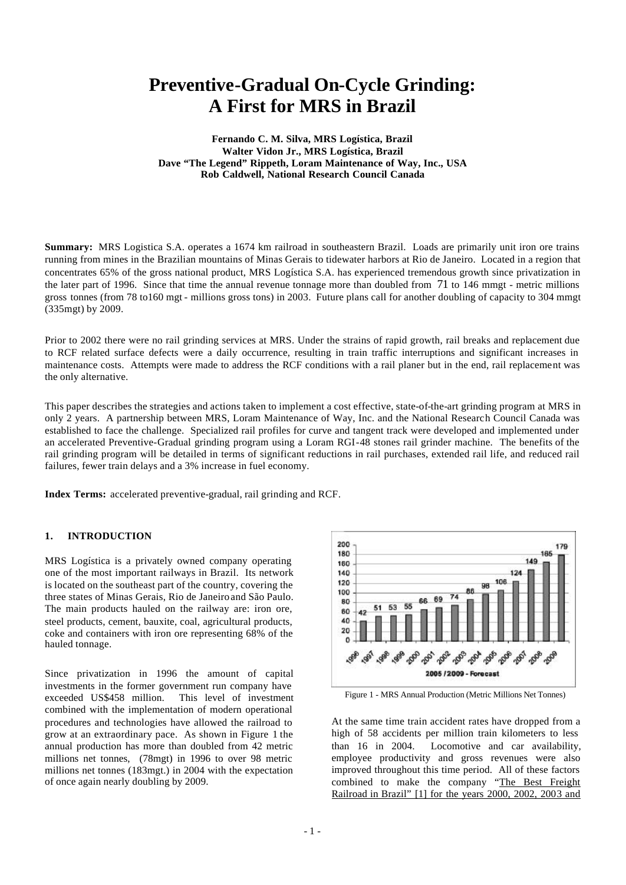# Preventive-Gradual On-Cycle Grinding: A First for MRS in Brazil

**Fernando C. M. Silva, MRS Logística, Brazil**
**Walter Vidon Jr., MRS Logística, Brazil**
**Dave "The Legend" Rippeth, Loram Maintenance of Way, Inc., USA**
**Rob Caldwell, National Research Council Canada**

**Summary:** MRS Logistica S.A. operates a 1674 km railroad in southeastern Brazil. Loads are primarily unit iron ore trains running from mines in the Brazilian mountains of Minas Gerais to tidewater harbors at Rio de Janeiro. Located in a region that concentrates 65% of the gross national product, MRS Logística S.A. has experienced tremendous growth since privatization in the later part of 1996. Since that time the annual revenue tonnage more than doubled from 71 to 146 mmgt - metric millions gross tonnes (from 78 to160 mgt - millions gross tons) in 2003. Future plans call for another doubling of capacity to 304 mmgt (335mgt) by 2009.

Prior to 2002 there were no rail grinding services at MRS. Under the strains of rapid growth, rail breaks and replacement due to RCF related surface defects were a daily occurrence, resulting in train traffic interruptions and significant increases in maintenance costs. Attempts were made to address the RCF conditions with a rail planer but in the end, rail replacement was the only alternative.

This paper describes the strategies and actions taken to implement a cost effective, state-of-the-art grinding program at MRS in only 2 years. A partnership between MRS, Loram Maintenance of Way, Inc. and the National Research Council Canada was established to face the challenge. Specialized rail profiles for curve and tangent track were developed and implemented under an accelerated Preventive-Gradual grinding program using a Loram RGI-48 stones rail grinder machine. The benefits of the rail grinding program will be detailed in terms of significant reductions in rail purchases, extended rail life, and reduced rail failures, fewer train delays and a 3% increase in fuel economy.

**Index Terms:** accelerated preventive-gradual, rail grinding and RCF.

## 1. INTRODUCTION

MRS Logística is a privately owned company operating one of the most important railways in Brazil. Its network is located on the southeast part of the country, covering the three states of Minas Gerais, Rio de Janeiro and São Paulo. The main products hauled on the railway are: iron ore, steel products, cement, bauxite, coal, agricultural products, coke and containers with iron ore representing 68% of the hauled tonnage.

Since privatization in 1996 the amount of capital investments in the former government run company have exceeded US$458 million. This level of investment combined with the implementation of modern operational procedures and technologies have allowed the railroad to grow at an extraordinary pace. As shown in Figure 1 the annual production has more than doubled from 42 metric millions net tonnes, (78mgt) in 1996 to over 98 metric millions net tonnes (183mgt.) in 2004 with the expectation of once again nearly doubling by 2009.

| Year | 1996 | 1997 | 1998 | 1999 | 2000 | 2001 | 2002 | 2003 | 2004 | 2005 | 2006 | 2007 | 2008 | 2009 |
|---|---|---|---|---|---|---|---|---|---|---|---|---|---|---|
| Production | 42 | 51 | 53 | 55 | 66 | 69 | 74 | 86 | 98 | 108 | 124 | 149 | 165 | 179 |

2005 /2009 - Forecast

Figure 1 - MRS Annual Production (Metric Millions Net Tonnes)

At the same time train accident rates have dropped from a high of 58 accidents per million train kilometers to less than 16 in 2004. Locomotive and car availability, employee productivity and gross revenues were also improved throughout this time period. All of these factors combined to make the company "The Best Freight Railroad in Brazil" [1] for the years 2000, 2002, 2003 and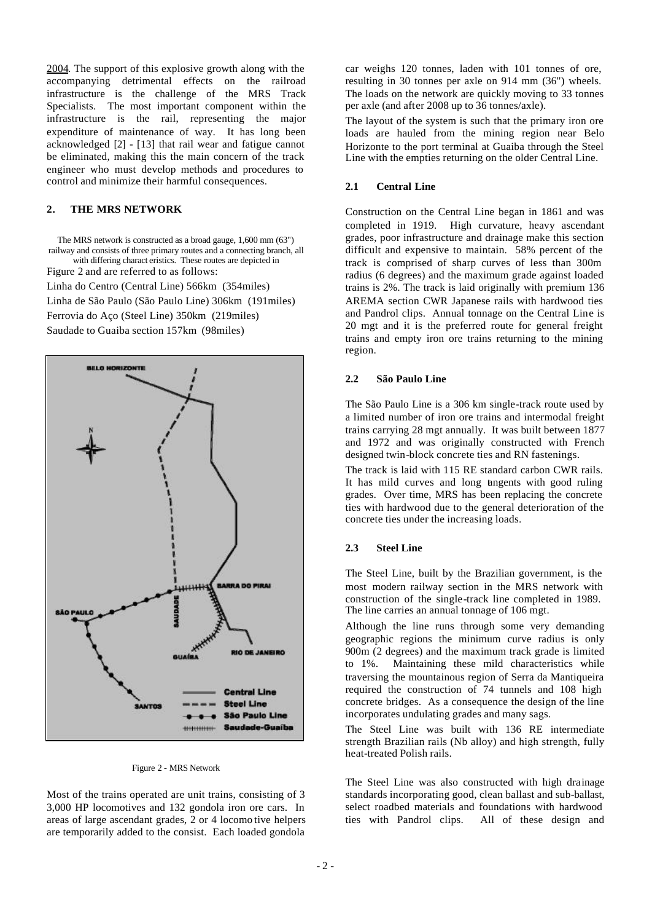2004. The support of this explosive growth along with the accompanying detrimental effects on the railroad infrastructure is the challenge of the MRS Track Specialists. The most important component within the infrastructure is the rail, representing the major expenditure of maintenance of way. It has long been acknowledged [2] - [13] that rail wear and fatigue cannot be eliminated, making this the main concern of the track engineer who must develop methods and procedures to control and minimize their harmful consequences.

## 2. THE MRS NETWORK

The MRS network is constructed as a broad gauge, 1,600 mm (63") railway and consists of three primary routes and a connecting branch, all with differing characteristics. These routes are depicted in Figure 2 and are referred to as follows:

Linha do Centro (Central Line) 566km (354miles)
Linha de São Paulo (São Paulo Line) 306km (191miles)
Ferrovia do Aço (Steel Line) 350km (219miles)
Saudade to Guaiba section 157km (98miles)

Figure 2 - MRS Network

Most of the trains operated are unit trains, consisting of 3 3,000 HP locomotives and 132 gondola iron ore cars. In areas of large ascendant grades, 2 or 4 locomotive helpers are temporarily added to the consist. Each loaded gondola car weighs 120 tonnes, laden with 101 tonnes of ore, resulting in 30 tonnes per axle on 914 mm (36") wheels. The loads on the network are quickly moving to 33 tonnes per axle (and after 2008 up to 36 tonnes/axle).

The layout of the system is such that the primary iron ore loads are hauled from the mining region near Belo Horizonte to the port terminal at Guaiba through the Steel Line with the empties returning on the older Central Line.

### 2.1 Central Line

Construction on the Central Line began in 1861 and was completed in 1919. High curvature, heavy ascendant grades, poor infrastructure and drainage make this section difficult and expensive to maintain. 58% percent of the track is comprised of sharp curves of less than 300m radius (6 degrees) and the maximum grade against loaded trains is 2%. The track is laid originally with premium 136 AREMA section CWR Japanese rails with hardwood ties and Pandrol clips. Annual tonnage on the Central Line is 20 mgt and it is the preferred route for general freight trains and empty iron ore trains returning to the mining region.

### 2.2 São Paulo Line

The São Paulo Line is a 306 km single-track route used by a limited number of iron ore trains and intermodal freight trains carrying 28 mgt annually. It was built between 1877 and 1972 and was originally constructed with French designed twin-block concrete ties and RN fastenings.

The track is laid with 115 RE standard carbon CWR rails. It has mild curves and long tangents with good ruling grades. Over time, MRS has been replacing the concrete ties with hardwood due to the general deterioration of the concrete ties under the increasing loads.

### 2.3 Steel Line

The Steel Line, built by the Brazilian government, is the most modern railway section in the MRS network with construction of the single-track line completed in 1989. The line carries an annual tonnage of 106 mgt.

Although the line runs through some very demanding geographic regions the minimum curve radius is only 900m (2 degrees) and the maximum track grade is limited to 1%. Maintaining these mild characteristics while traversing the mountainous region of Serra da Mantiqueira required the construction of 74 tunnels and 108 high concrete bridges. As a consequence the design of the line incorporates undulating grades and many sags.

The Steel Line was built with 136 RE intermediate strength Brazilian rails (Nb alloy) and high strength, fully heat-treated Polish rails.

The Steel Line was also constructed with high drainage standards incorporating good, clean ballast and sub-ballast, select roadbed materials and foundations with hardwood ties with Pandrol clips. All of these design and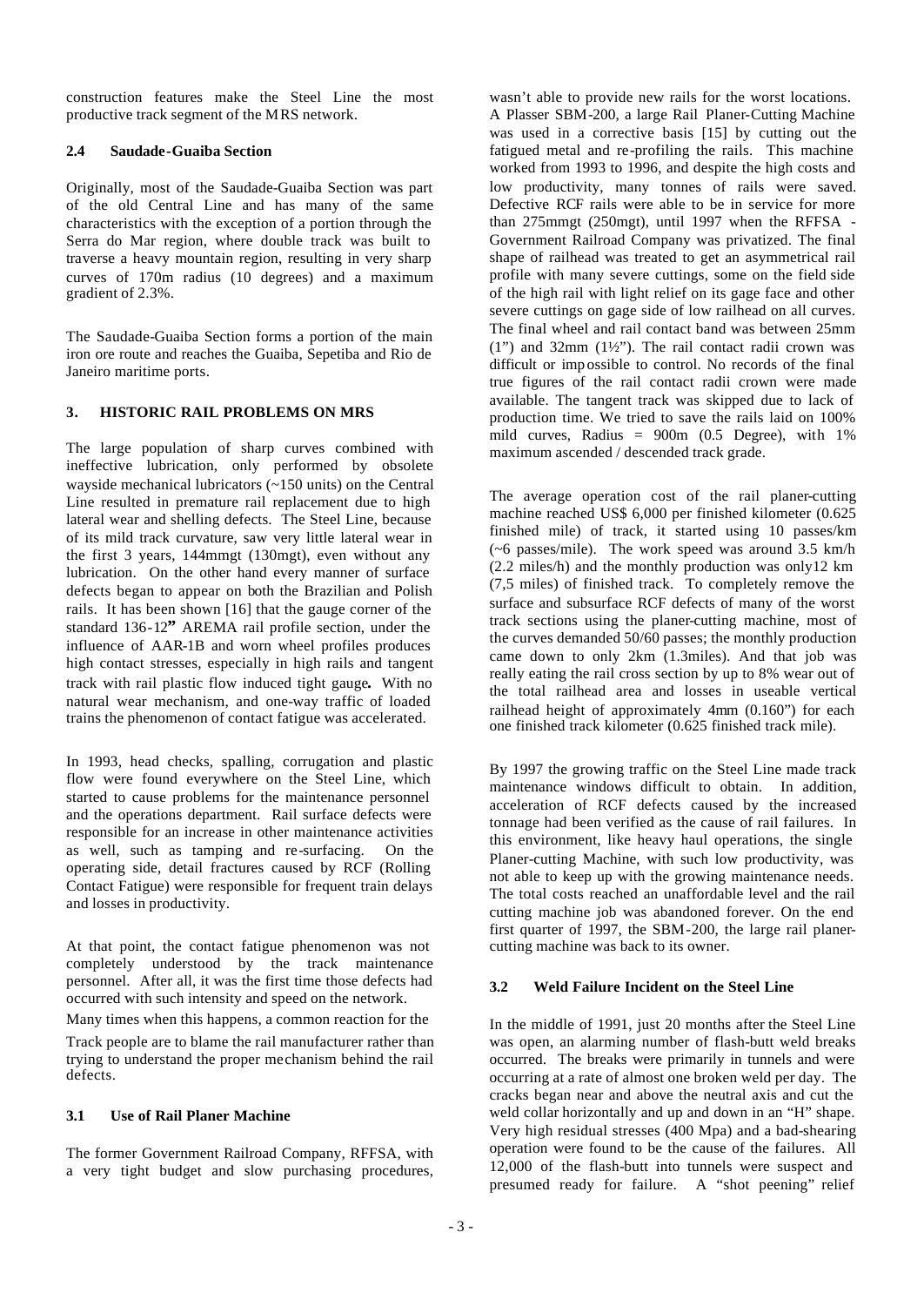construction features make the Steel Line the most productive track segment of the MRS network.

### 2.4 Saudade-Guaiba Section

Originally, most of the Saudade-Guaiba Section was part of the old Central Line and has many of the same characteristics with the exception of a portion through the Serra do Mar region, where double track was built to traverse a heavy mountain region, resulting in very sharp curves of 170m radius (10 degrees) and a maximum gradient of 2.3%.

The Saudade-Guaiba Section forms a portion of the main iron ore route and reaches the Guaiba, Sepetiba and Rio de Janeiro maritime ports.

## 3. HISTORIC RAIL PROBLEMS ON MRS

The large population of sharp curves combined with ineffective lubrication, only performed by obsolete wayside mechanical lubricators (~150 units) on the Central Line resulted in premature rail replacement due to high lateral wear and shelling defects. The Steel Line, because of its mild track curvature, saw very little lateral wear in the first 3 years, 144mmgt (130mgt), even without any lubrication. On the other hand every manner of surface defects began to appear on both the Brazilian and Polish rails. It has been shown [16] that the gauge corner of the standard 136-12**"** AREMA rail profile section, under the influence of AAR-1B and worn wheel profiles produces high contact stresses, especially in high rails and tangent track with rail plastic flow induced tight gauge**.** With no natural wear mechanism, and one-way traffic of loaded trains the phenomenon of contact fatigue was accelerated.

In 1993, head checks, spalling, corrugation and plastic flow were found everywhere on the Steel Line, which started to cause problems for the maintenance personnel and the operations department. Rail surface defects were responsible for an increase in other maintenance activities as well, such as tamping and re-surfacing. On the operating side, detail fractures caused by RCF (Rolling Contact Fatigue) were responsible for frequent train delays and losses in productivity.

At that point, the contact fatigue phenomenon was not completely understood by the track maintenance personnel. After all, it was the first time those defects had occurred with such intensity and speed on the network.

Many times when this happens, a common reaction for the Track people are to blame the rail manufacturer rather than trying to understand the proper mechanism behind the rail defects.

### 3.1 Use of Rail Planer Machine

The former Government Railroad Company, RFFSA, with a very tight budget and slow purchasing procedures, wasn't able to provide new rails for the worst locations. A Plasser SBM-200, a large Rail Planer-Cutting Machine was used in a corrective basis [15] by cutting out the fatigued metal and re-profiling the rails. This machine worked from 1993 to 1996, and despite the high costs and low productivity, many tonnes of rails were saved. Defective RCF rails were able to be in service for more than 275mmgt (250mgt), until 1997 when the RFFSA - Government Railroad Company was privatized. The final shape of railhead was treated to get an asymmetrical rail profile with many severe cuttings, some on the field side of the high rail with light relief on its gage face and other severe cuttings on gage side of low railhead on all curves. The final wheel and rail contact band was between 25mm (1") and 32mm (1½"). The rail contact radii crown was difficult or impossible to control. No records of the final true figures of the rail contact radii crown were made available. The tangent track was skipped due to lack of production time. We tried to save the rails laid on 100% mild curves, Radius = 900m (0.5 Degree), with 1% maximum ascended / descended track grade.

The average operation cost of the rail planer-cutting machine reached US$ 6,000 per finished kilometer (0.625 finished mile) of track, it started using 10 passes/km (~6 passes/mile). The work speed was around 3.5 km/h (2.2 miles/h) and the monthly production was only12 km (7,5 miles) of finished track. To completely remove the surface and subsurface RCF defects of many of the worst track sections using the planer-cutting machine, most of the curves demanded 50/60 passes; the monthly production came down to only 2km (1.3miles). And that job was really eating the rail cross section by up to 8% wear out of the total railhead area and losses in useable vertical railhead height of approximately 4mm (0.160") for each one finished track kilometer (0.625 finished track mile).

By 1997 the growing traffic on the Steel Line made track maintenance windows difficult to obtain. In addition, acceleration of RCF defects caused by the increased tonnage had been verified as the cause of rail failures. In this environment, like heavy haul operations, the single Planer-cutting Machine, with such low productivity, was not able to keep up with the growing maintenance needs. The total costs reached an unaffordable level and the rail cutting machine job was abandoned forever. On the end first quarter of 1997, the SBM-200, the large rail planer-cutting machine was back to its owner.

### 3.2 Weld Failure Incident on the Steel Line

In the middle of 1991, just 20 months after the Steel Line was open, an alarming number of flash-butt weld breaks occurred. The breaks were primarily in tunnels and were occurring at a rate of almost one broken weld per day. The cracks began near and above the neutral axis and cut the weld collar horizontally and up and down in an "H" shape. Very high residual stresses (400 Mpa) and a bad-shearing operation were found to be the cause of the failures. All 12,000 of the flash-butt into tunnels were suspect and presumed ready for failure. A "shot peening" relief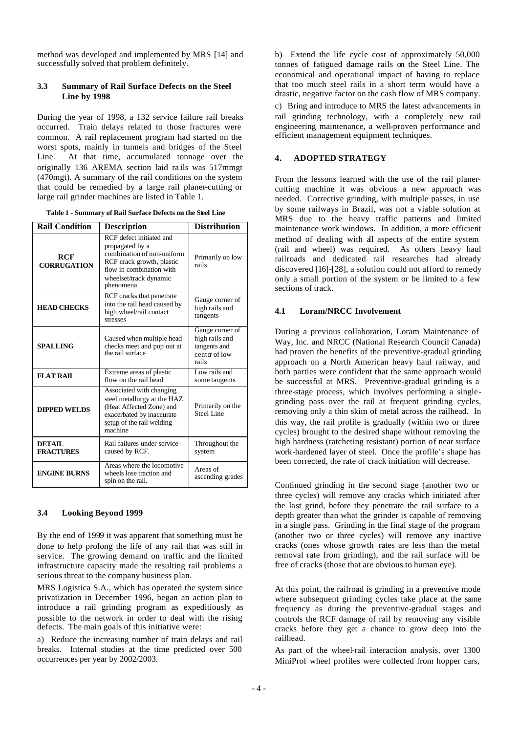method was developed and implemented by MRS [14] and successfully solved that problem definitely.

### 3.3 Summary of Rail Surface Defects on the Steel Line by 1998

During the year of 1998, a 132 service failure rail breaks occurred. Train delays related to those fractures were common. A rail replacement program had started on the worst spots, mainly in tunnels and bridges of the Steel Line. At that time, accumulated tonnage over the originally 136 AREMA section laid rails was 517mmgt (470mgt). A summary of the rail conditions on the system that could be remedied by a large rail planer-cutting or large rail grinder machines are listed in Table 1.

**Table 1 - Summary of Rail Surface Defects on the Steel Line**

| Rail Condition | Description | Distribution |
|---|---|---|
| **RCF CORRUGATION** | RCF defect initiated and propagated by a combination of non-uniform RCF crack growth, plastic flow in combination with wheelset/track dynamic phenomena | Primarily on low rails |
| **HEAD CHECKS** | RCF cracks that penetrate into the rail head caused by high wheel/rail contact stresses | Gauge corner of high rails and tangents |
| **SPALLING** | Caused when multiple head checks meet and pop out at the rail surface | Gauge corner of high rails and tangents and center of low rails |
| **FLAT RAIL** | Extreme areas of plastic flow on the rail head | Low rails and some tangents |
| **DIPPED WELDS** | Associated with changing steel metallurgy at the HAZ (Heat Affected Zone) and exacerbated by inaccurate setup of the rail welding machine | Primarily on the Steel Line |
| **DETAIL FRACTURES** | Rail failures under service caused by RCF. | Throughout the system |
| **ENGINE BURNS** | Areas where the locomotive wheels lose traction and spin on the rail. | Areas of ascending grades |

### 3.4 Looking Beyond 1999

By the end of 1999 it was apparent that something must be done to help prolong the life of any rail that was still in service. The growing demand on traffic and the limited infrastructure capacity made the resulting rail problems a serious threat to the company business plan.

MRS Logistica S.A., which has operated the system since privatization in December 1996, began an action plan to introduce a rail grinding program as expeditiously as possible to the network in order to deal with the rising defects. The main goals of this initiative were:

a) Reduce the increasing number of train delays and rail breaks. Internal studies at the time predicted over 500 occurrences per year by 2002/2003.

b) Extend the life cycle cost of approximately 50,000 tonnes of fatigued damage rails on the Steel Line. The economical and operational impact of having to replace that too much steel rails in a short term would have a drastic, negative factor on the cash flow of MRS company.

c) Bring and introduce to MRS the latest advancements in rail grinding technology, with a completely new rail engineering maintenance, a well-proven performance and efficient management equipment techniques.

## 4. ADOPTED STRATEGY

From the lessons learned with the use of the rail planer-cutting machine it was obvious a new approach was needed. Corrective grinding, with multiple passes, in use by some railways in Brazil, was not a viable solution at MRS due to the heavy traffic patterns and limited maintenance work windows. In addition, a more efficient method of dealing with all aspects of the entire system (rail and wheel) was required. As others heavy haul railroads and dedicated rail researches had already discovered [16]-[28], a solution could not afford to remedy only a small portion of the system or be limited to a few sections of track.

### 4.1 Loram/NRCC Involvement

During a previous collaboration, Loram Maintenance of Way, Inc. and NRCC (National Research Council Canada) had proven the benefits of the preventive-gradual grinding approach on a North American heavy haul railway, and both parties were confident that the same approach would be successful at MRS. Preventive-gradual grinding is a three-stage process, which involves performing a single-grinding pass over the rail at frequent grinding cycles, removing only a thin skim of metal across the railhead. In this way, the rail profile is gradually (within two or three cycles) brought to the desired shape without removing the high hardness (ratcheting resistant) portion of near surface work-hardened layer of steel. Once the profile's shape has been corrected, the rate of crack initiation will decrease.

Continued grinding in the second stage (another two or three cycles) will remove any cracks which initiated after the last grind, before they penetrate the rail surface to a depth greater than what the grinder is capable of removing in a single pass. Grinding in the final stage of the program (another two or three cycles) will remove any inactive cracks (ones whose growth rates are less than the metal removal rate from grinding), and the rail surface will be free of cracks (those that are obvious to human eye).

At this point, the railroad is grinding in a preventive mode where subsequent grinding cycles take place at the same frequency as during the preventive-gradual stages and controls the RCF damage of rail by removing any visible cracks before they get a chance to grow deep into the railhead.

As part of the wheel-rail interaction analysis, over 1300 MiniProf wheel profiles were collected from hopper cars,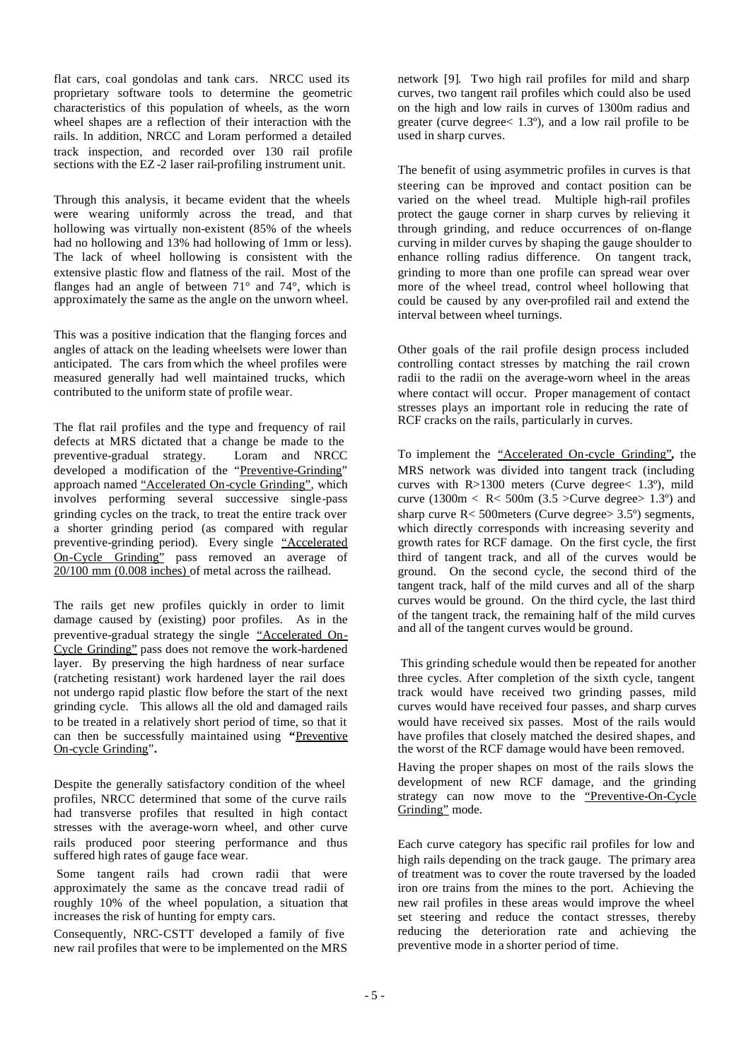flat cars, coal gondolas and tank cars. NRCC used its proprietary software tools to determine the geometric characteristics of this population of wheels, as the worn wheel shapes are a reflection of their interaction with the rails. In addition, NRCC and Loram performed a detailed track inspection, and recorded over 130 rail profile sections with the EZ-2 laser rail-profiling instrument unit.

Through this analysis, it became evident that the wheels were wearing uniformly across the tread, and that hollowing was virtually non-existent (85% of the wheels had no hollowing and 13% had hollowing of 1mm or less). The lack of wheel hollowing is consistent with the extensive plastic flow and flatness of the rail. Most of the flanges had an angle of between 71° and 74°, which is approximately the same as the angle on the unworn wheel.

This was a positive indication that the flanging forces and angles of attack on the leading wheelsets were lower than anticipated. The cars from which the wheel profiles were measured generally had well maintained trucks, which contributed to the uniform state of profile wear.

The flat rail profiles and the type and frequency of rail defects at MRS dictated that a change be made to the preventive-gradual strategy. Loram and NRCC developed a modification of the "Preventive-Grinding" approach named "Accelerated On-cycle Grinding", which involves performing several successive single-pass grinding cycles on the track, to treat the entire track over a shorter grinding period (as compared with regular preventive-grinding period). Every single "Accelerated On-Cycle Grinding" pass removed an average of 20/100 mm (0.008 inches) of metal across the railhead.

The rails get new profiles quickly in order to limit damage caused by (existing) poor profiles. As in the preventive-gradual strategy the single "Accelerated On-Cycle Grinding" pass does not remove the work-hardened layer. By preserving the high hardness of near surface (ratcheting resistant) work hardened layer the rail does not undergo rapid plastic flow before the start of the next grinding cycle. This allows all the old and damaged rails to be treated in a relatively short period of time, so that it can then be successfully maintained using **"Preventive On-cycle Grinding".**

Despite the generally satisfactory condition of the wheel profiles, NRCC determined that some of the curve rails had transverse profiles that resulted in high contact stresses with the average-worn wheel, and other curve rails produced poor steering performance and thus suffered high rates of gauge face wear.

Some tangent rails had crown radii that were approximately the same as the concave tread radii of roughly 10% of the wheel population, a situation that increases the risk of hunting for empty cars.

Consequently, NRC-CSTT developed a family of five new rail profiles that were to be implemented on the MRS network [9]. Two high rail profiles for mild and sharp curves, two tangent rail profiles which could also be used on the high and low rails in curves of 1300m radius and greater (curve degree< 1.3º), and a low rail profile to be used in sharp curves.

The benefit of using asymmetric profiles in curves is that steering can be improved and contact position can be varied on the wheel tread. Multiple high-rail profiles protect the gauge corner in sharp curves by relieving it through grinding, and reduce occurrences of on-flange curving in milder curves by shaping the gauge shoulder to enhance rolling radius difference. On tangent track, grinding to more than one profile can spread wear over more of the wheel tread, control wheel hollowing that could be caused by any over-profiled rail and extend the interval between wheel turnings.

Other goals of the rail profile design process included controlling contact stresses by matching the rail crown radii to the radii on the average-worn wheel in the areas where contact will occur. Proper management of contact stresses plays an important role in reducing the rate of RCF cracks on the rails, particularly in curves.

To implement the "Accelerated On-cycle Grinding", the MRS network was divided into tangent track (including curves with R>1300 meters (Curve degree< 1.3º), mild curve (1300m < R< 500m (3.5 >Curve degree> 1.3º) and sharp curve R< 500meters (Curve degree> 3.5º) segments, which directly corresponds with increasing severity and growth rates for RCF damage. On the first cycle, the first third of tangent track, and all of the curves would be ground. On the second cycle, the second third of the tangent track, half of the mild curves and all of the sharp curves would be ground. On the third cycle, the last third of the tangent track, the remaining half of the mild curves and all of the tangent curves would be ground.

This grinding schedule would then be repeated for another three cycles. After completion of the sixth cycle, tangent track would have received two grinding passes, mild curves would have received four passes, and sharp curves would have received six passes. Most of the rails would have profiles that closely matched the desired shapes, and the worst of the RCF damage would have been removed.

Having the proper shapes on most of the rails slows the development of new RCF damage, and the grinding strategy can now move to the "Preventive-On-Cycle Grinding" mode.

Each curve category has specific rail profiles for low and high rails depending on the track gauge. The primary area of treatment was to cover the route traversed by the loaded iron ore trains from the mines to the port. Achieving the new rail profiles in these areas would improve the wheel set steering and reduce the contact stresses, thereby reducing the deterioration rate and achieving the preventive mode in a shorter period of time.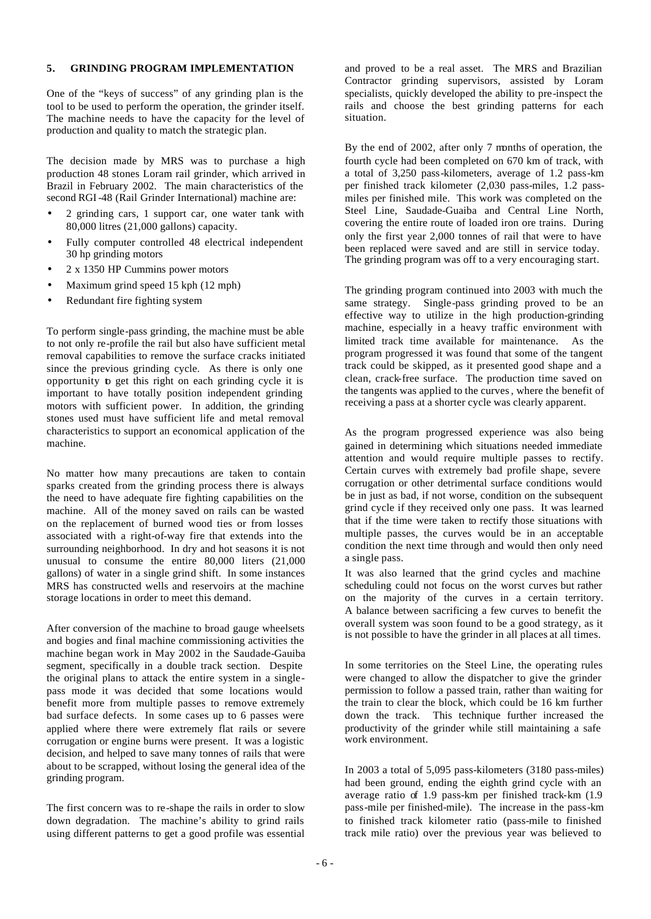## 5. GRINDING PROGRAM IMPLEMENTATION

One of the "keys of success" of any grinding plan is the tool to be used to perform the operation, the grinder itself. The machine needs to have the capacity for the level of production and quality to match the strategic plan.

The decision made by MRS was to purchase a high production 48 stones Loram rail grinder, which arrived in Brazil in February 2002. The main characteristics of the second RGI-48 (Rail Grinder International) machine are:

- 2 grinding cars, 1 support car, one water tank with 80,000 litres (21,000 gallons) capacity.
- Fully computer controlled 48 electrical independent 30 hp grinding motors
- 2 x 1350 HP Cummins power motors
- Maximum grind speed 15 kph (12 mph)
- Redundant fire fighting system

To perform single-pass grinding, the machine must be able to not only re-profile the rail but also have sufficient metal removal capabilities to remove the surface cracks initiated since the previous grinding cycle. As there is only one opportunity to get this right on each grinding cycle it is important to have totally position independent grinding motors with sufficient power. In addition, the grinding stones used must have sufficient life and metal removal characteristics to support an economical application of the machine.

No matter how many precautions are taken to contain sparks created from the grinding process there is always the need to have adequate fire fighting capabilities on the machine. All of the money saved on rails can be wasted on the replacement of burned wood ties or from losses associated with a right-of-way fire that extends into the surrounding neighborhood. In dry and hot seasons it is not unusual to consume the entire 80,000 liters (21,000 gallons) of water in a single grind shift. In some instances MRS has constructed wells and reservoirs at the machine storage locations in order to meet this demand.

After conversion of the machine to broad gauge wheelsets and bogies and final machine commissioning activities the machine began work in May 2002 in the Saudade-Gauiba segment, specifically in a double track section. Despite the original plans to attack the entire system in a single-pass mode it was decided that some locations would benefit more from multiple passes to remove extremely bad surface defects. In some cases up to 6 passes were applied where there were extremely flat rails or severe corrugation or engine burns were present. It was a logistic decision, and helped to save many tonnes of rails that were about to be scrapped, without losing the general idea of the grinding program.

The first concern was to re-shape the rails in order to slow down degradation. The machine's ability to grind rails using different patterns to get a good profile was essential and proved to be a real asset. The MRS and Brazilian Contractor grinding supervisors, assisted by Loram specialists, quickly developed the ability to pre-inspect the rails and choose the best grinding patterns for each situation.

By the end of 2002, after only 7 months of operation, the fourth cycle had been completed on 670 km of track, with a total of 3,250 pass-kilometers, average of 1.2 pass-km per finished track kilometer (2,030 pass-miles, 1.2 pass-miles per finished mile. This work was completed on the Steel Line, Saudade-Guaiba and Central Line North, covering the entire route of loaded iron ore trains. During only the first year 2,000 tonnes of rail that were to have been replaced were saved and are still in service today. The grinding program was off to a very encouraging start.

The grinding program continued into 2003 with much the same strategy. Single-pass grinding proved to be an effective way to utilize in the high production-grinding machine, especially in a heavy traffic environment with limited track time available for maintenance. As the program progressed it was found that some of the tangent track could be skipped, as it presented good shape and a clean, crack-free surface. The production time saved on the tangents was applied to the curves, where the benefit of receiving a pass at a shorter cycle was clearly apparent.

As the program progressed experience was also being gained in determining which situations needed immediate attention and would require multiple passes to rectify. Certain curves with extremely bad profile shape, severe corrugation or other detrimental surface conditions would be in just as bad, if not worse, condition on the subsequent grind cycle if they received only one pass. It was learned that if the time were taken to rectify those situations with multiple passes, the curves would be in an acceptable condition the next time through and would then only need a single pass.

It was also learned that the grind cycles and machine scheduling could not focus on the worst curves but rather on the majority of the curves in a certain territory. A balance between sacrificing a few curves to benefit the overall system was soon found to be a good strategy, as it is not possible to have the grinder in all places at all times.

In some territories on the Steel Line, the operating rules were changed to allow the dispatcher to give the grinder permission to follow a passed train, rather than waiting for the train to clear the block, which could be 16 km further down the track. This technique further increased the productivity of the grinder while still maintaining a safe work environment.

In 2003 a total of 5,095 pass-kilometers (3180 pass-miles) had been ground, ending the eighth grind cycle with an average ratio of 1.9 pass-km per finished track-km (1.9 pass-mile per finished-mile). The increase in the pass-km to finished track kilometer ratio (pass-mile to finished track mile ratio) over the previous year was believed to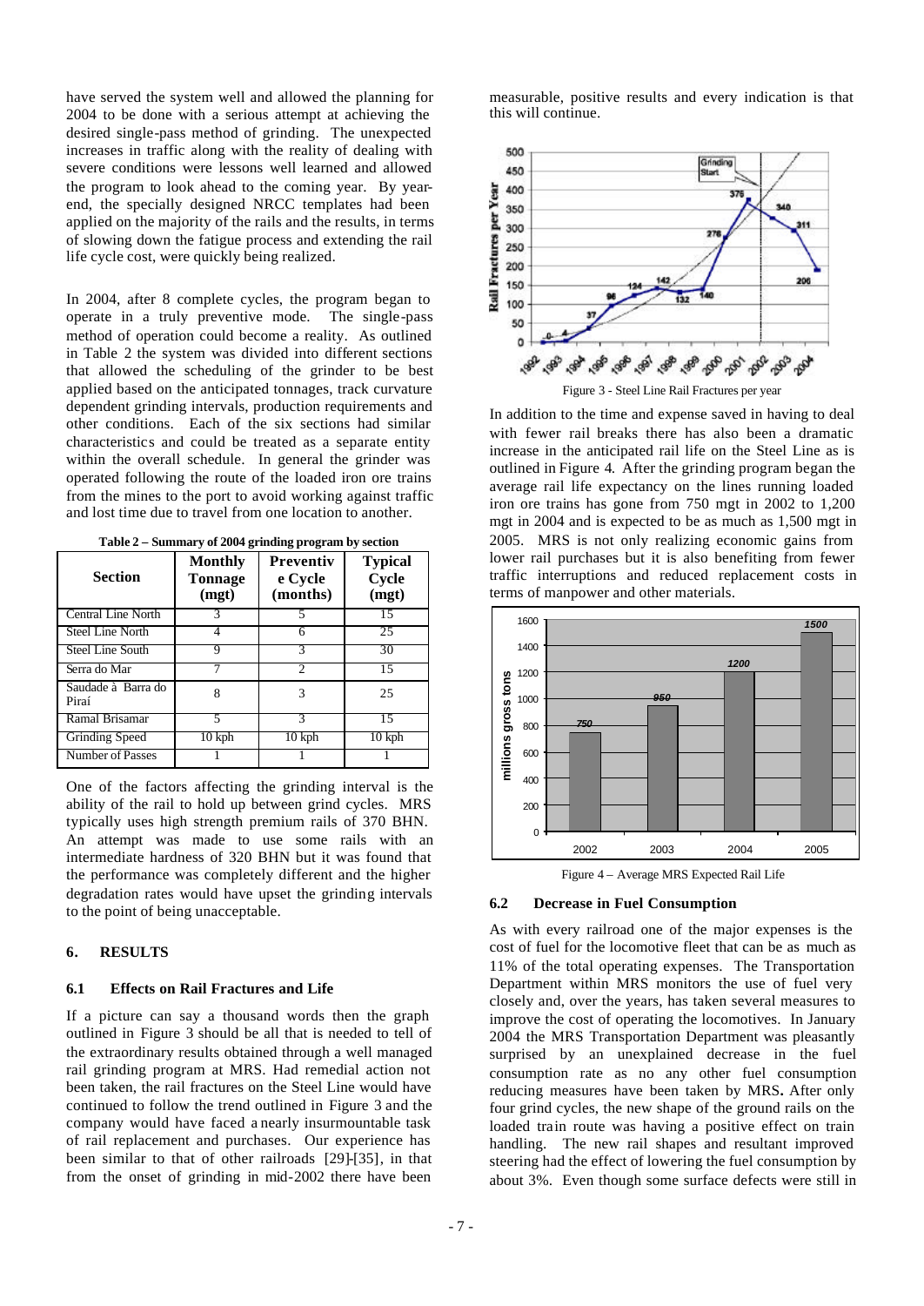have served the system well and allowed the planning for 2004 to be done with a serious attempt at achieving the desired single-pass method of grinding. The unexpected increases in traffic along with the reality of dealing with severe conditions were lessons well learned and allowed the program to look ahead to the coming year. By year-end, the specially designed NRCC templates had been applied on the majority of the rails and the results, in terms of slowing down the fatigue process and extending the rail life cycle cost, were quickly being realized.

In 2004, after 8 complete cycles, the program began to operate in a truly preventive mode. The single-pass method of operation could become a reality. As outlined in Table 2 the system was divided into different sections that allowed the scheduling of the grinder to be best applied based on the anticipated tonnages, track curvature dependent grinding intervals, production requirements and other conditions. Each of the six sections had similar characteristics and could be treated as a separate entity within the overall schedule. In general the grinder was operated following the route of the loaded iron ore trains from the mines to the port to avoid working against traffic and lost time due to travel from one location to another.

**Table 2 – Summary of 2004 grinding program by section**

| Section | Monthly Tonnage (mgt) | Preventive Cycle (months) | Typical Cycle (mgt) |
|---|---|---|---|
| Central Line North | 3 | 5 | 15 |
| Steel Line North | 4 | 6 | 25 |
| Steel Line South | 9 | 3 | 30 |
| Serra do Mar | 7 | 2 | 15 |
| Saudade à Barra do Piraí | 8 | 3 | 25 |
| Ramal Brisamar | 5 | 3 | 15 |
| Grinding Speed | 10 kph | 10 kph | 10 kph |
| Number of Passes | 1 | 1 | 1 |

One of the factors affecting the grinding interval is the ability of the rail to hold up between grind cycles. MRS typically uses high strength premium rails of 370 BHN. An attempt was made to use some rails with an intermediate hardness of 320 BHN but it was found that the performance was completely different and the higher degradation rates would have upset the grinding intervals to the point of being unacceptable.

## 6. RESULTS

### 6.1 Effects on Rail Fractures and Life

If a picture can say a thousand words then the graph outlined in Figure 3 should be all that is needed to tell of the extraordinary results obtained through a well managed rail grinding program at MRS. Had remedial action not been taken, the rail fractures on the Steel Line would have continued to follow the trend outlined in Figure 3 and the company would have faced a nearly insurmountable task of rail replacement and purchases. Our experience has been similar to that of other railroads [29]-[35], in that from the onset of grinding in mid-2002 there have been measurable, positive results and every indication is that this will continue.

Figure 3 - Steel Line Rail Fractures per year

In addition to the time and expense saved in having to deal with fewer rail breaks there has also been a dramatic increase in the anticipated rail life on the Steel Line as is outlined in Figure 4. After the grinding program began the average rail life expectancy on the lines running loaded iron ore trains has gone from 750 mgt in 2002 to 1,200 mgt in 2004 and is expected to be as much as 1,500 mgt in 2005. MRS is not only realizing economic gains from lower rail purchases but it is also benefiting from fewer traffic interruptions and reduced replacement costs in terms of manpower and other materials.

Figure 4 – Average MRS Expected Rail Life

### 6.2 Decrease in Fuel Consumption

As with every railroad one of the major expenses is the cost of fuel for the locomotive fleet that can be as much as 11% of the total operating expenses. The Transportation Department within MRS monitors the use of fuel very closely and, over the years, has taken several measures to improve the cost of operating the locomotives. In January 2004 the MRS Transportation Department was pleasantly surprised by an unexplained decrease in the fuel consumption rate as no any other fuel consumption reducing measures have been taken by MRS**.** After only four grind cycles, the new shape of the ground rails on the loaded train route was having a positive effect on train handling. The new rail shapes and resultant improved steering had the effect of lowering the fuel consumption by about 3%. Even though some surface defects were still in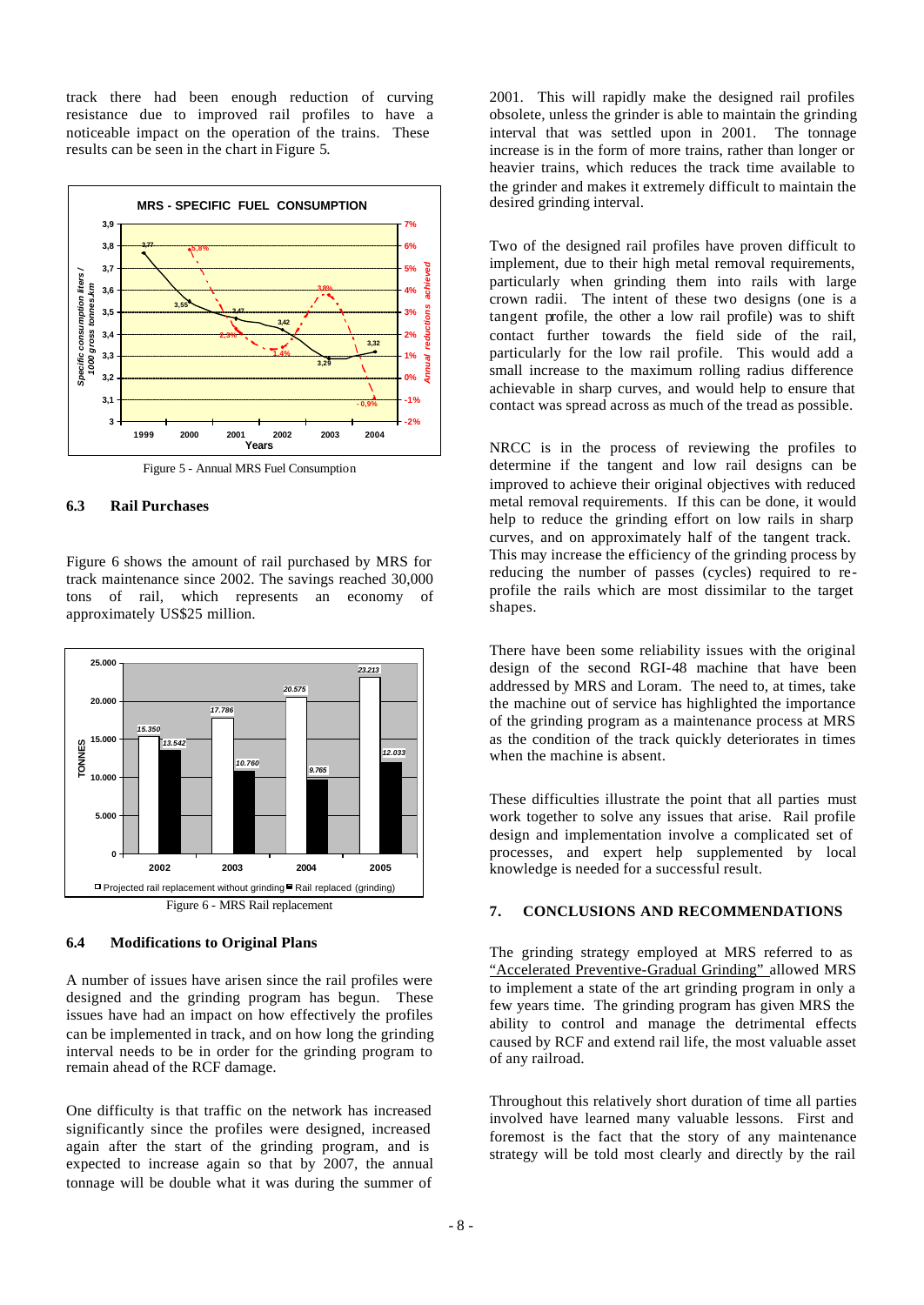track there had been enough reduction of curving resistance due to improved rail profiles to have a noticeable impact on the operation of the trains. These results can be seen in the chart in Figure 5.

Figure 5 - Annual MRS Fuel Consumption

### 6.3 Rail Purchases

Figure 6 shows the amount of rail purchased by MRS for track maintenance since 2002. The savings reached 30,000 tons of rail, which represents an economy of approximately US$25 million.

Figure 6 - MRS Rail replacement

### 6.4 Modifications to Original Plans

A number of issues have arisen since the rail profiles were designed and the grinding program has begun. These issues have had an impact on how effectively the profiles can be implemented in track, and on how long the grinding interval needs to be in order for the grinding program to remain ahead of the RCF damage.

One difficulty is that traffic on the network has increased significantly since the profiles were designed, increased again after the start of the grinding program, and is expected to increase again so that by 2007, the annual tonnage will be double what it was during the summer of 2001. This will rapidly make the designed rail profiles obsolete, unless the grinder is able to maintain the grinding interval that was settled upon in 2001. The tonnage increase is in the form of more trains, rather than longer or heavier trains, which reduces the track time available to the grinder and makes it extremely difficult to maintain the desired grinding interval.

Two of the designed rail profiles have proven difficult to implement, due to their high metal removal requirements, particularly when grinding them into rails with large crown radii. The intent of these two designs (one is a tangent profile, the other a low rail profile) was to shift contact further towards the field side of the rail, particularly for the low rail profile. This would add a small increase to the maximum rolling radius difference achievable in sharp curves, and would help to ensure that contact was spread across as much of the tread as possible.

NRCC is in the process of reviewing the profiles to determine if the tangent and low rail designs can be improved to achieve their original objectives with reduced metal removal requirements. If this can be done, it would help to reduce the grinding effort on low rails in sharp curves, and on approximately half of the tangent track. This may increase the efficiency of the grinding process by reducing the number of passes (cycles) required to re-profile the rails which are most dissimilar to the target shapes.

There have been some reliability issues with the original design of the second RGI-48 machine that have been addressed by MRS and Loram. The need to, at times, take the machine out of service has highlighted the importance of the grinding program as a maintenance process at MRS as the condition of the track quickly deteriorates in times when the machine is absent.

These difficulties illustrate the point that all parties must work together to solve any issues that arise. Rail profile design and implementation involve a complicated set of processes, and expert help supplemented by local knowledge is needed for a successful result.

## 7. CONCLUSIONS AND RECOMMENDATIONS

The grinding strategy employed at MRS referred to as "Accelerated Preventive-Gradual Grinding" allowed MRS to implement a state of the art grinding program in only a few years time. The grinding program has given MRS the ability to control and manage the detrimental effects caused by RCF and extend rail life, the most valuable asset of any railroad.

Throughout this relatively short duration of time all parties involved have learned many valuable lessons. First and foremost is the fact that the story of any maintenance strategy will be told most clearly and directly by the rail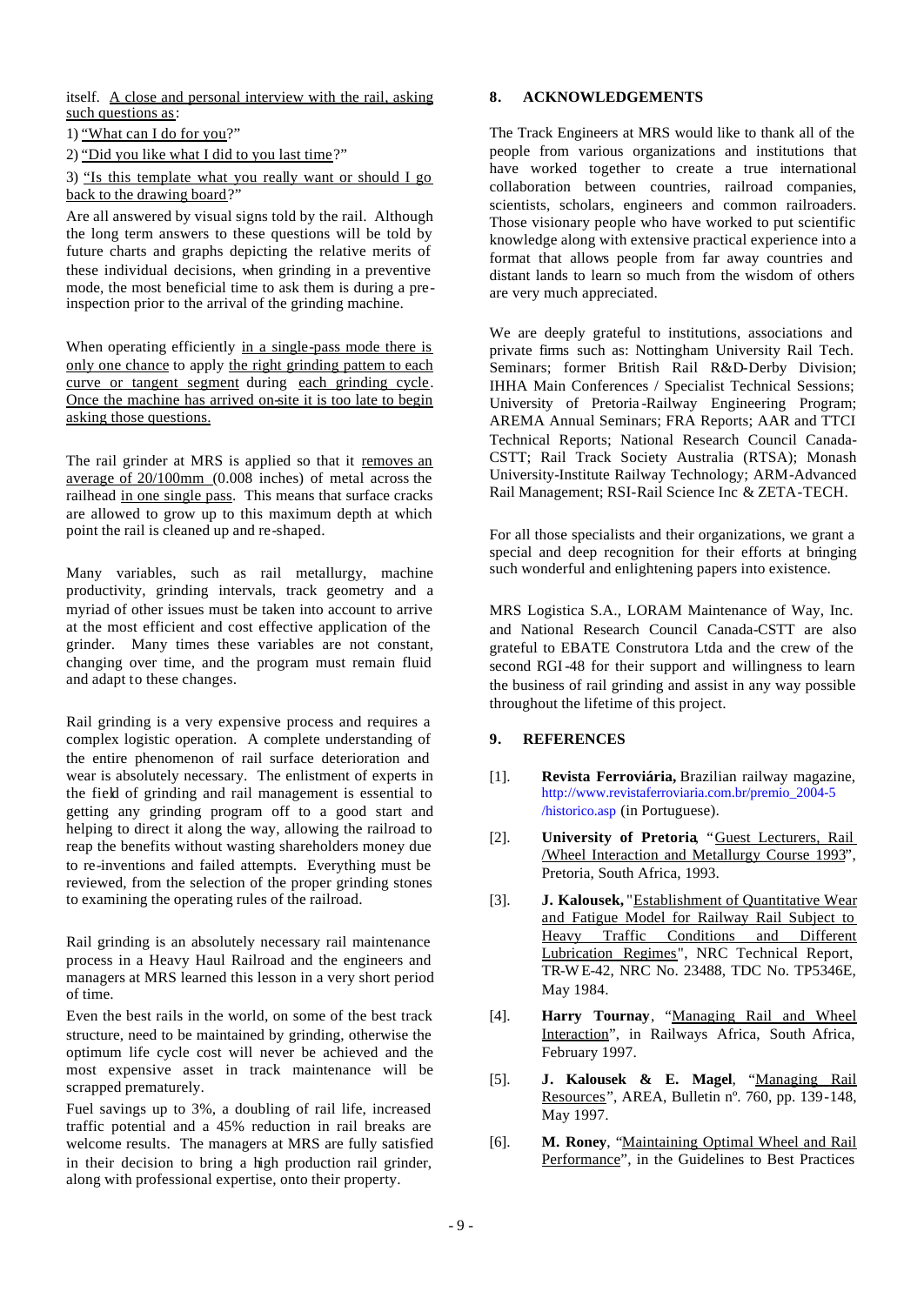itself. A close and personal interview with the rail, asking such questions as:

1) "What can I do for you?"

2) "Did you like what I did to you last time?"

3) "Is this template what you really want or should I go back to the drawing board?"

Are all answered by visual signs told by the rail. Although the long term answers to these questions will be told by future charts and graphs depicting the relative merits of these individual decisions, when grinding in a preventive mode, the most beneficial time to ask them is during a pre-inspection prior to the arrival of the grinding machine.

When operating efficiently in a single-pass mode there is only one chance to apply the right grinding pattern to each curve or tangent segment during each grinding cycle. Once the machine has arrived on-site it is too late to begin asking those questions.

The rail grinder at MRS is applied so that it removes an average of 20/100mm (0.008 inches) of metal across the railhead in one single pass. This means that surface cracks are allowed to grow up to this maximum depth at which point the rail is cleaned up and re-shaped.

Many variables, such as rail metallurgy, machine productivity, grinding intervals, track geometry and a myriad of other issues must be taken into account to arrive at the most efficient and cost effective application of the grinder. Many times these variables are not constant, changing over time, and the program must remain fluid and adapt to these changes.

Rail grinding is a very expensive process and requires a complex logistic operation. A complete understanding of the entire phenomenon of rail surface deterioration and wear is absolutely necessary. The enlistment of experts in the field of grinding and rail management is essential to getting any grinding program off to a good start and helping to direct it along the way, allowing the railroad to reap the benefits without wasting shareholders money due to re-inventions and failed attempts. Everything must be reviewed, from the selection of the proper grinding stones to examining the operating rules of the railroad.

Rail grinding is an absolutely necessary rail maintenance process in a Heavy Haul Railroad and the engineers and managers at MRS learned this lesson in a very short period of time.

Even the best rails in the world, on some of the best track structure, need to be maintained by grinding, otherwise the optimum life cycle cost will never be achieved and the most expensive asset in track maintenance will be scrapped prematurely.

Fuel savings up to 3%, a doubling of rail life, increased traffic potential and a 45% reduction in rail breaks are welcome results. The managers at MRS are fully satisfied in their decision to bring a high production rail grinder, along with professional expertise, onto their property.

## 8. ACKNOWLEDGEMENTS

The Track Engineers at MRS would like to thank all of the people from various organizations and institutions that have worked together to create a true international collaboration between countries, railroad companies, scientists, scholars, engineers and common railroaders. Those visionary people who have worked to put scientific knowledge along with extensive practical experience into a format that allows people from far away countries and distant lands to learn so much from the wisdom of others are very much appreciated.

We are deeply grateful to institutions, associations and private firms such as: Nottingham University Rail Tech. Seminars; former British Rail R&D-Derby Division; IHHA Main Conferences / Specialist Technical Sessions; University of Pretoria-Railway Engineering Program; AREMA Annual Seminars; FRA Reports; AAR and TTCI Technical Reports; National Research Council Canada-CSTT; Rail Track Society Australia (RTSA); Monash University-Institute Railway Technology; ARM-Advanced Rail Management; RSI-Rail Science Inc & ZETA-TECH.

For all those specialists and their organizations, we grant a special and deep recognition for their efforts at bringing such wonderful and enlightening papers into existence.

MRS Logistica S.A., LORAM Maintenance of Way, Inc. and National Research Council Canada-CSTT are also grateful to EBATE Construtora Ltda and the crew of the second RGI-48 for their support and willingness to learn the business of rail grinding and assist in any way possible throughout the lifetime of this project.

## 9. REFERENCES

[1]. **Revista Ferroviária,** Brazilian railway magazine, http://www.revistaferroviaria.com.br/premio_2004-5/historico.asp (in Portuguese).

[2]. **University of Pretoria**, "Guest Lecturers, Rail /Wheel Interaction and Metallurgy Course 1993", Pretoria, South Africa, 1993.

[3]. **J. Kalousek,** "Establishment of Quantitative Wear and Fatigue Model for Railway Rail Subject to Heavy Traffic Conditions and Different Lubrication Regimes", NRC Technical Report, TR-WE-42, NRC No. 23488, TDC No. TP5346E, May 1984.

[4]. **Harry Tournay**, "Managing Rail and Wheel Interaction", in Railways Africa, South Africa, February 1997.

[5]. **J. Kalousek & E. Magel**, "Managing Rail Resources", AREA, Bulletin nº. 760, pp. 139-148, May 1997.

[6]. **M. Roney**, "Maintaining Optimal Wheel and Rail Performance", in the Guidelines to Best Practices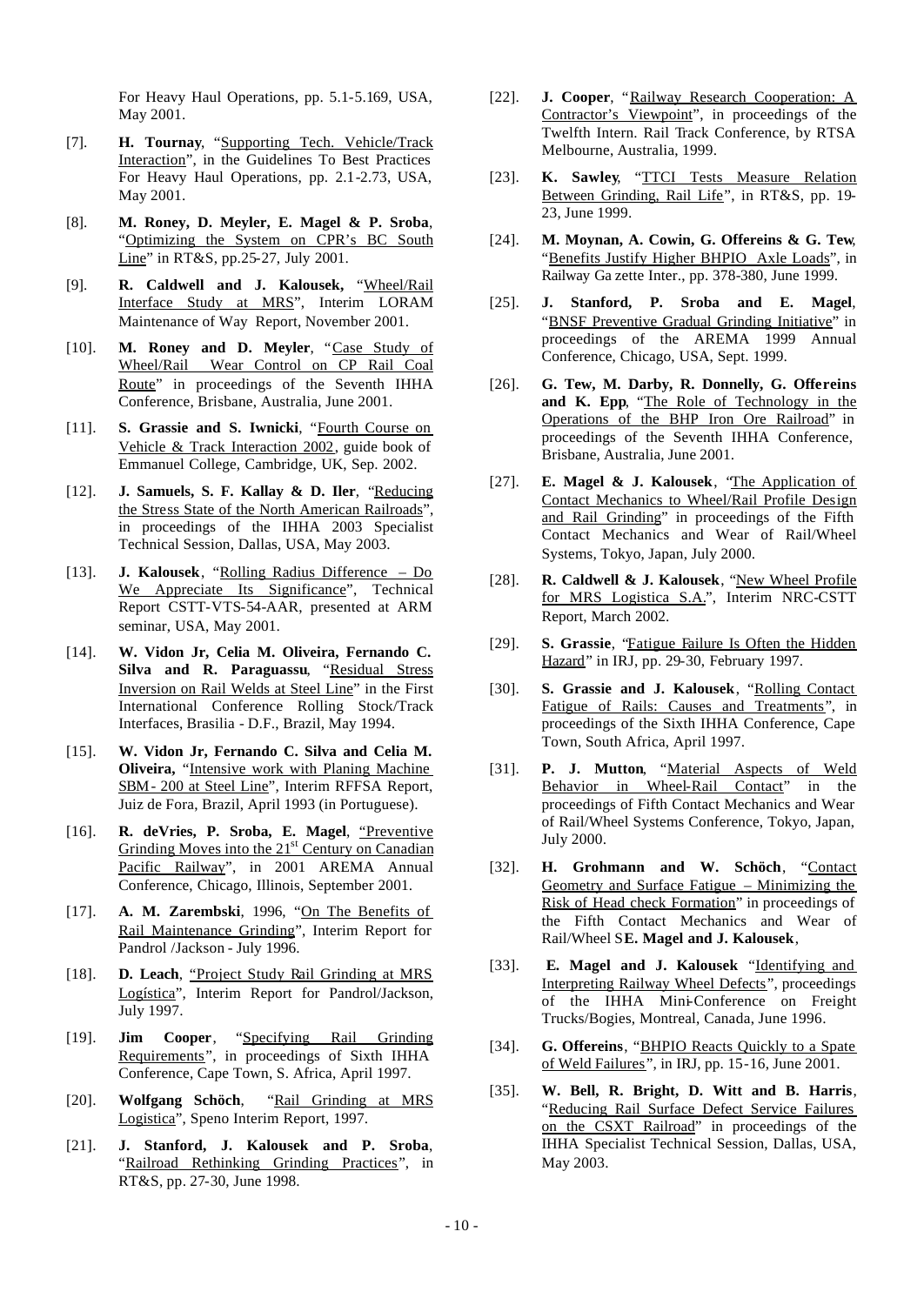For Heavy Haul Operations, pp. 5.1-5.169, USA, May 2001.

[7]. **H. Tournay**, "Supporting Tech. Vehicle/Track Interaction", in the Guidelines To Best Practices For Heavy Haul Operations, pp. 2.1-2.73, USA, May 2001.

[8]. **M. Roney, D. Meyler, E. Magel & P. Sroba**, "Optimizing the System on CPR's BC South Line" in RT&S, pp.25-27, July 2001.

[9]. **R. Caldwell and J. Kalousek,** "Wheel/Rail Interface Study at MRS", Interim LORAM Maintenance of Way Report, November 2001.

[10]. **M. Roney and D. Meyler**, "Case Study of Wheel/Rail Wear Control on CP Rail Coal Route" in proceedings of the Seventh IHHA Conference, Brisbane, Australia, June 2001.

[11]. **S. Grassie and S. Iwnicki**, "Fourth Course on Vehicle & Track Interaction 2002, guide book of Emmanuel College, Cambridge, UK, Sep. 2002.

[12]. **J. Samuels, S. F. Kallay & D. Iler**, "Reducing the Stress State of the North American Railroads", in proceedings of the IHHA 2003 Specialist Technical Session, Dallas, USA, May 2003.

[13]. **J. Kalousek**, "Rolling Radius Difference – Do We Appreciate Its Significance", Technical Report CSTT-VTS-54-AAR, presented at ARM seminar, USA, May 2001.

[14]. **W. Vidon Jr, Celia M. Oliveira, Fernando C. Silva and R. Paraguassu**, "Residual Stress Inversion on Rail Welds at Steel Line" in the First International Conference Rolling Stock/Track Interfaces, Brasilia - D.F., Brazil, May 1994.

[15]. **W. Vidon Jr, Fernando C. Silva and Celia M. Oliveira,** "Intensive work with Planing Machine SBM- 200 at Steel Line", Interim RFFSA Report, Juiz de Fora, Brazil, April 1993 (in Portuguese).

[16]. **R. deVries, P. Sroba, E. Magel**, "Preventive Grinding Moves into the 21st Century on Canadian Pacific Railway", in 2001 AREMA Annual Conference, Chicago, Illinois, September 2001.

[17]. **A. M. Zarembski**, 1996, "On The Benefits of Rail Maintenance Grinding", Interim Report for Pandrol /Jackson - July 1996.

[18]. **D. Leach**, "Project Study Rail Grinding at MRS Logística", Interim Report for Pandrol/Jackson, July 1997.

[19]. **Jim Cooper**, "Specifying Rail Grinding Requirements", in proceedings of Sixth IHHA Conference, Cape Town, S. Africa, April 1997.

[20]. **Wolfgang Schöch**, "Rail Grinding at MRS Logistica", Speno Interim Report, 1997.

[21]. **J. Stanford, J. Kalousek and P. Sroba**, "Railroad Rethinking Grinding Practices", in RT&S, pp. 27-30, June 1998.

[22]. **J. Cooper**, "Railway Research Cooperation: A Contractor's Viewpoint", in proceedings of the Twelfth Intern. Rail Track Conference, by RTSA Melbourne, Australia, 1999.

[23]. **K. Sawley**, "TTCI Tests Measure Relation Between Grinding, Rail Life", in RT&S, pp. 19-23, June 1999.

[24]. **M. Moynan, A. Cowin, G. Offereins & G. Tew**, "Benefits Justify Higher BHPIO Axle Loads", in Railway Gazette Inter., pp. 378-380, June 1999.

[25]. **J. Stanford, P. Sroba and E. Magel**, "BNSF Preventive Gradual Grinding Initiative" in proceedings of the AREMA 1999 Annual Conference, Chicago, USA, Sept. 1999.

[26]. **G. Tew, M. Darby, R. Donnelly, G. Offereins and K. Epp**, "The Role of Technology in the Operations of the BHP Iron Ore Railroad" in proceedings of the Seventh IHHA Conference, Brisbane, Australia, June 2001.

[27]. **E. Magel & J. Kalousek**, "The Application of Contact Mechanics to Wheel/Rail Profile Design and Rail Grinding" in proceedings of the Fifth Contact Mechanics and Wear of Rail/Wheel Systems, Tokyo, Japan, July 2000.

[28]. **R. Caldwell & J. Kalousek**, "New Wheel Profile for MRS Logistica S.A.", Interim NRC-CSTT Report, March 2002.

[29]. **S. Grassie**, "Fatigue Failure Is Often the Hidden Hazard" in IRJ, pp. 29-30, February 1997.

[30]. **S. Grassie and J. Kalousek**, "Rolling Contact Fatigue of Rails: Causes and Treatments", in proceedings of the Sixth IHHA Conference, Cape Town, South Africa, April 1997.

[31]. **P. J. Mutton**, "Material Aspects of Weld Behavior in Wheel-Rail Contact" in the proceedings of Fifth Contact Mechanics and Wear of Rail/Wheel Systems Conference, Tokyo, Japan, July 2000.

[32]. **H. Grohmann and W. Schöch**, "Contact Geometry and Surface Fatigue – Minimizing the Risk of Head check Formation" in proceedings of the Fifth Contact Mechanics and Wear of Rail/Wheel S**E. Magel and J. Kalousek**,

[33]. **E. Magel and J. Kalousek** "Identifying and Interpreting Railway Wheel Defects", proceedings of the IHHA Mini-Conference on Freight Trucks/Bogies, Montreal, Canada, June 1996.

[34]. **G. Offereins**, "BHPIO Reacts Quickly to a Spate of Weld Failures", in IRJ, pp. 15-16, June 2001.

[35]. **W. Bell, R. Bright, D. Witt and B. Harris**, "Reducing Rail Surface Defect Service Failures on the CSXT Railroad" in proceedings of the IHHA Specialist Technical Session, Dallas, USA, May 2003.